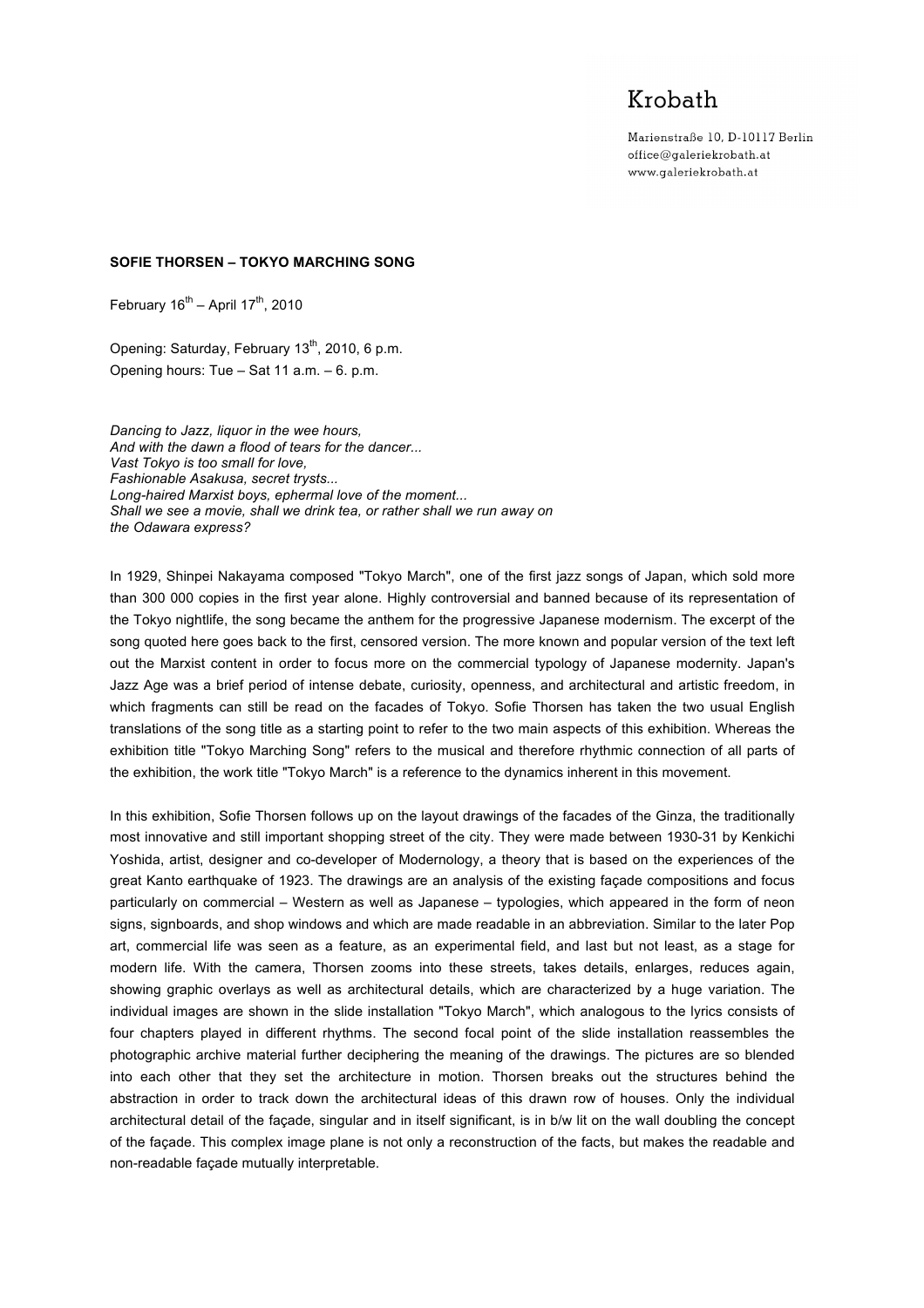Krobath

Marienstraße 10, D-10117 Berlin
office@galeriekrobath.at
www.galeriekrobath.at

**SOFIE THORSEN – TOKYO MARCHING SONG**

February 16th – April 17th, 2010

Opening: Saturday, February 13th, 2010, 6 p.m.
Opening hours: Tue – Sat 11 a.m. – 6. p.m.

*Dancing to Jazz, liquor in the wee hours,*
*And with the dawn a flood of tears for the dancer...*
*Vast Tokyo is too small for love,*
*Fashionable Asakusa, secret trysts...*
*Long-haired Marxist boys, ephermal love of the moment...*
*Shall we see a movie, shall we drink tea, or rather shall we run away on the Odawara express?*

In 1929, Shinpei Nakayama composed "Tokyo March", one of the first jazz songs of Japan, which sold more than 300 000 copies in the first year alone. Highly controversial and banned because of its representation of the Tokyo nightlife, the song became the anthem for the progressive Japanese modernism. The excerpt of the song quoted here goes back to the first, censored version. The more known and popular version of the text left out the Marxist content in order to focus more on the commercial typology of Japanese modernity. Japan's Jazz Age was a brief period of intense debate, curiosity, openness, and architectural and artistic freedom, in which fragments can still be read on the facades of Tokyo. Sofie Thorsen has taken the two usual English translations of the song title as a starting point to refer to the two main aspects of this exhibition. Whereas the exhibition title "Tokyo Marching Song" refers to the musical and therefore rhythmic connection of all parts of the exhibition, the work title "Tokyo March" is a reference to the dynamics inherent in this movement.

In this exhibition, Sofie Thorsen follows up on the layout drawings of the facades of the Ginza, the traditionally most innovative and still important shopping street of the city. They were made between 1930-31 by Kenkichi Yoshida, artist, designer and co-developer of Modernology, a theory that is based on the experiences of the great Kanto earthquake of 1923. The drawings are an analysis of the existing façade compositions and focus particularly on commercial – Western as well as Japanese – typologies, which appeared in the form of neon signs, signboards, and shop windows and which are made readable in an abbreviation. Similar to the later Pop art, commercial life was seen as a feature, as an experimental field, and last but not least, as a stage for modern life. With the camera, Thorsen zooms into these streets, takes details, enlarges, reduces again, showing graphic overlays as well as architectural details, which are characterized by a huge variation. The individual images are shown in the slide installation "Tokyo March", which analogous to the lyrics consists of four chapters played in different rhythms. The second focal point of the slide installation reassembles the photographic archive material further deciphering the meaning of the drawings. The pictures are so blended into each other that they set the architecture in motion. Thorsen breaks out the structures behind the abstraction in order to track down the architectural ideas of this drawn row of houses. Only the individual architectural detail of the façade, singular and in itself significant, is in b/w lit on the wall doubling the concept of the façade. This complex image plane is not only a reconstruction of the facts, but makes the readable and non-readable façade mutually interpretable.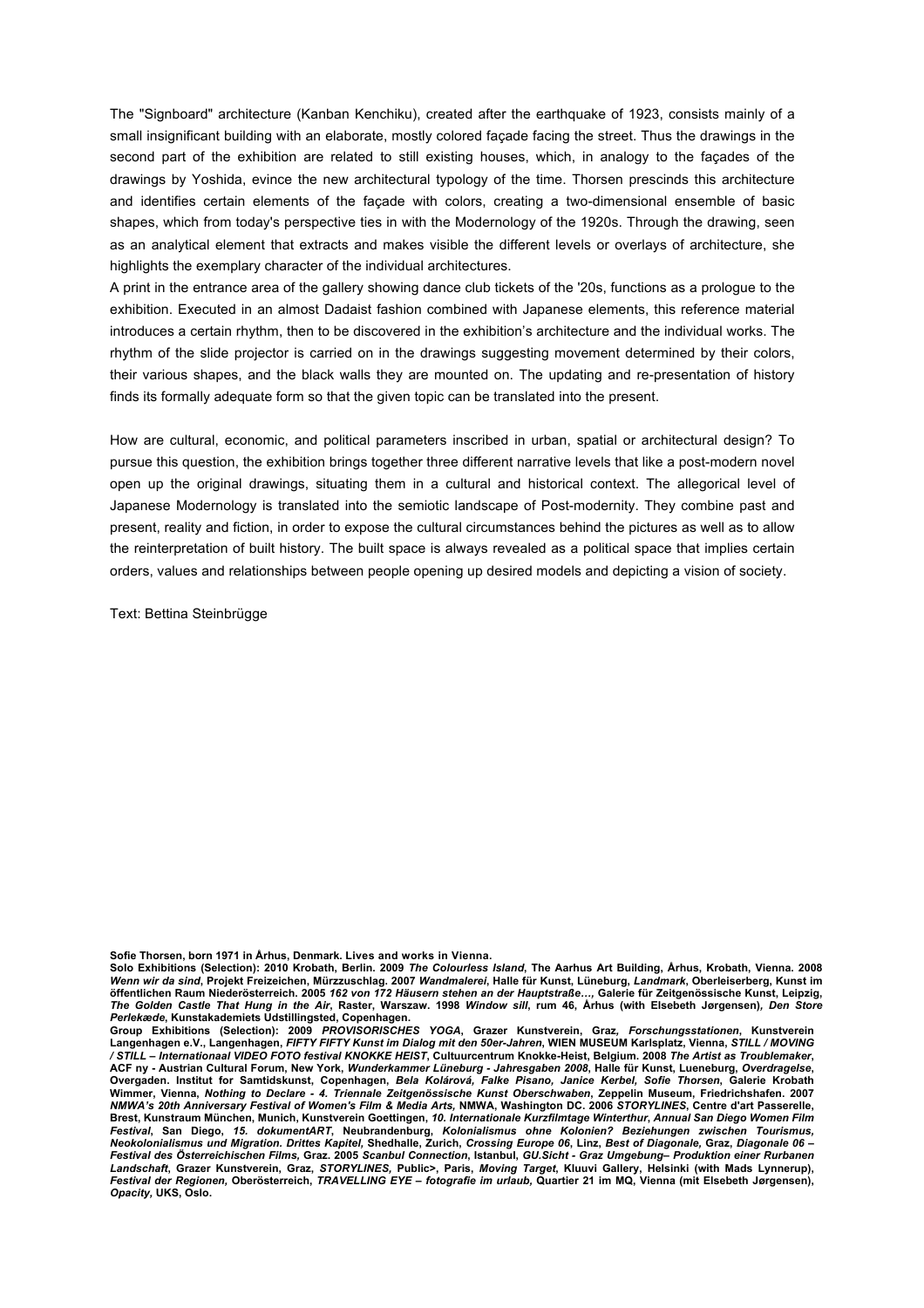The "Signboard" architecture (Kanban Kenchiku), created after the earthquake of 1923, consists mainly of a small insignificant building with an elaborate, mostly colored façade facing the street. Thus the drawings in the second part of the exhibition are related to still existing houses, which, in analogy to the façades of the drawings by Yoshida, evince the new architectural typology of the time. Thorsen prescinds this architecture and identifies certain elements of the façade with colors, creating a two-dimensional ensemble of basic shapes, which from today's perspective ties in with the Modernology of the 1920s. Through the drawing, seen as an analytical element that extracts and makes visible the different levels or overlays of architecture, she highlights the exemplary character of the individual architectures.

A print in the entrance area of the gallery showing dance club tickets of the '20s, functions as a prologue to the exhibition. Executed in an almost Dadaist fashion combined with Japanese elements, this reference material introduces a certain rhythm, then to be discovered in the exhibition's architecture and the individual works. The rhythm of the slide projector is carried on in the drawings suggesting movement determined by their colors, their various shapes, and the black walls they are mounted on. The updating and re-presentation of history finds its formally adequate form so that the given topic can be translated into the present.

How are cultural, economic, and political parameters inscribed in urban, spatial or architectural design? To pursue this question, the exhibition brings together three different narrative levels that like a post-modern novel open up the original drawings, situating them in a cultural and historical context. The allegorical level of Japanese Modernology is translated into the semiotic landscape of Post-modernity. They combine past and present, reality and fiction, in order to expose the cultural circumstances behind the pictures as well as to allow the reinterpretation of built history. The built space is always revealed as a political space that implies certain orders, values and relationships between people opening up desired models and depicting a vision of society.

Text: Bettina Steinbrügge

**Sofie Thorsen, born 1971 in Århus, Denmark. Lives and works in Vienna.**

**Solo Exhibitions (Selection): 2010 Krobath, Berlin. 2009 *The Colourless Island*, The Aarhus Art Building, Århus, Krobath, Vienna. 2008 *Wenn wir da sind*, Projekt Freizeichen, Mürzzuschlag. 2007 *Wandmalerei*, Halle für Kunst, Lüneburg, *Landmark*, Oberleiserberg, Kunst im öffentlichen Raum Niederösterreich. 2005 *162 von 172 Häusern stehen an der Hauptstraße…*, Galerie für Zeitgenössische Kunst, Leipzig, *The Golden Castle That Hung in the Air*, Raster, Warszaw. 1998 *Window sill*, rum 46, Århus (with Elsebeth Jørgensen), *Den Store Perlekæde*, Kunstakademiets Udstillingsted, Copenhagen.**

**Group Exhibitions (Selection): 2009 *PROVISORISCHES YOGA*, Grazer Kunstverein, Graz, *Forschungsstationen*, Kunstverein Langenhagen e.V., Langenhagen, *FIFTY FIFTY Kunst im Dialog mit den 50er-Jahren*, WIEN MUSEUM Karlsplatz, Vienna, *STILL / MOVING / STILL – Internationaal VIDEO FOTO festival KNOKKE HEIST*, Cultuurcentrum Knokke-Heist, Belgium. 2008 *The Artist as Troublemaker*, ACF ny - Austrian Cultural Forum, New York, *Wunderkammer Lüneburg - Jahresgaben 2008*, Halle für Kunst, Lueneburg, *Overdragelse*, Overgaden. Institut for Samtidskunst, Copenhagen, *Bela Kolárová, Falke Pisano, Janice Kerbel, Sofie Thorsen*, Galerie Krobath Wimmer, Vienna, *Nothing to Declare - 4. Triennale Zeitgenössische Kunst Oberschwaben*, Zeppelin Museum, Friedrichshafen. 2007 *NMWA's 20th Anniversary Festival of Women's Film & Media Arts*, NMWA, Washington DC. 2006 *STORYLINES*, Centre d'art Passerelle, Brest, Kunstraum München, Munich, Kunstverein Goettingen, *10. Internationale Kurzfilmtage Winterthur*, *Annual San Diego Women Film Festival*, San Diego, *15. dokumentART*, Neubrandenburg, *Kolonialismus ohne Kolonien? Beziehungen zwischen Tourismus, Neokolonialismus und Migration. Drittes Kapitel*, Shedhalle, Zurich, *Crossing Europe 06*, Linz, *Best of Diagonale*, Graz, *Diagonale 06 – Festival des Österreichischen Films*, Graz. 2005 *Scanbul Connection*, Istanbul, *GU.Sicht - Graz Umgebung– Produktion einer Rurbanen Landschaft*, Grazer Kunstverein, Graz, *STORYLINES*, Public>, Paris, *Moving Target*, Kluuvi Gallery, Helsinki (with Mads Lynnerup), *Festival der Regionen*, Oberösterreich, *TRAVELLING EYE – fotografie im urlaub*, Quartier 21 im MQ, Vienna (mit Elsebeth Jørgensen), *Opacity*, UKS, Oslo.**